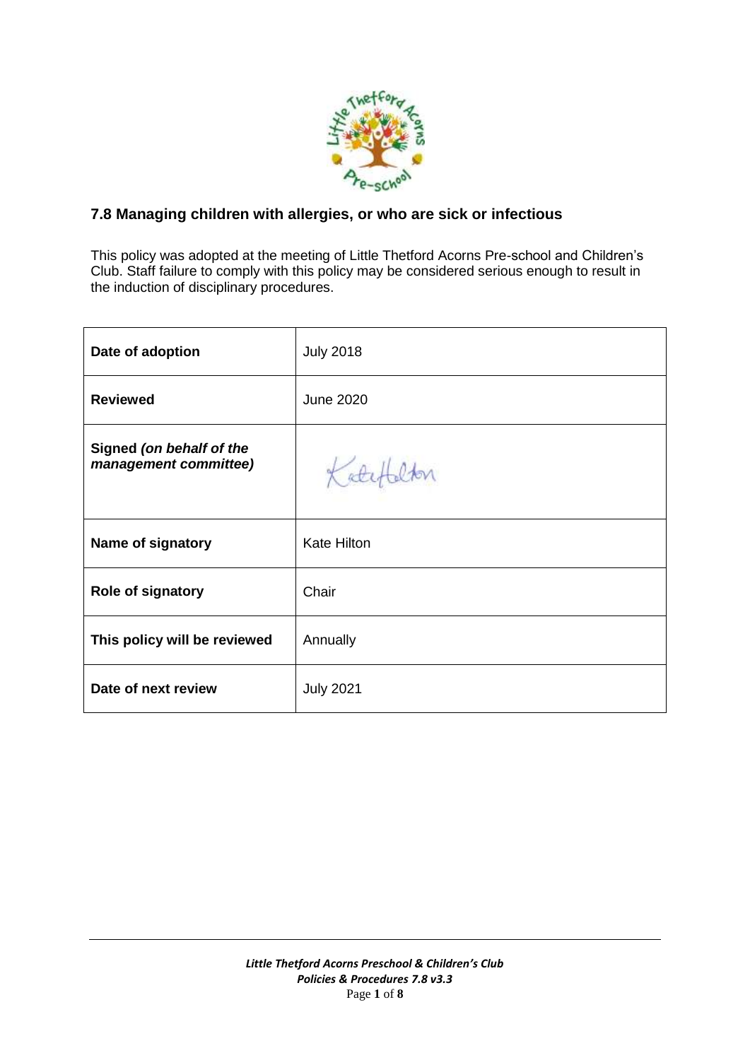## 7.8 Managing children with allergies, or who are sick or infectious

This policy was adopted at the meeting of Little Thetford Acorns Pre-school and Children's Club. Staff failure to comply with this policy may be considered serious enough to result in the induction of disciplinary procedures.

| | |
|---|---|
| **Date of adoption** | July 2018 |
| **Reviewed** | June 2020 |
| **Signed *(on behalf of the management committee)*** | Kate Hilton |
| **Name of signatory** | Kate Hilton |
| **Role of signatory** | Chair |
| **This policy will be reviewed** | Annually |
| **Date of next review** | July 2021 |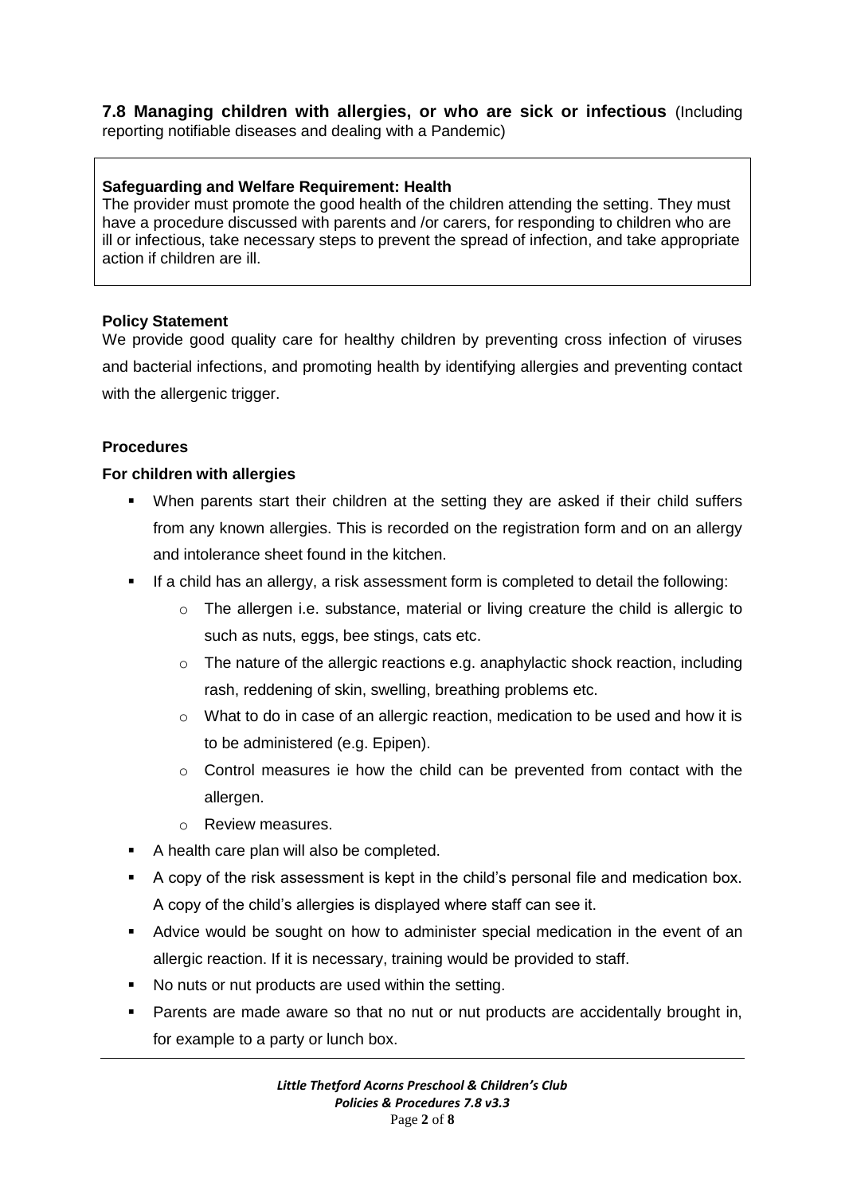**7.8 Managing children with allergies, or who are sick or infectious** (Including reporting notifiable diseases and dealing with a Pandemic)

**Safeguarding and Welfare Requirement: Health**

The provider must promote the good health of the children attending the setting. They must have a procedure discussed with parents and /or carers, for responding to children who are ill or infectious, take necessary steps to prevent the spread of infection, and take appropriate action if children are ill.

**Policy Statement**

We provide good quality care for healthy children by preventing cross infection of viruses and bacterial infections, and promoting health by identifying allergies and preventing contact with the allergenic trigger.

**Procedures**

**For children with allergies**

- When parents start their children at the setting they are asked if their child suffers from any known allergies. This is recorded on the registration form and on an allergy and intolerance sheet found in the kitchen.
- If a child has an allergy, a risk assessment form is completed to detail the following:
  - The allergen i.e. substance, material or living creature the child is allergic to such as nuts, eggs, bee stings, cats etc.
  - The nature of the allergic reactions e.g. anaphylactic shock reaction, including rash, reddening of skin, swelling, breathing problems etc.
  - What to do in case of an allergic reaction, medication to be used and how it is to be administered (e.g. Epipen).
  - Control measures ie how the child can be prevented from contact with the allergen.
  - Review measures.
- A health care plan will also be completed.
- A copy of the risk assessment is kept in the child's personal file and medication box. A copy of the child's allergies is displayed where staff can see it.
- Advice would be sought on how to administer special medication in the event of an allergic reaction. If it is necessary, training would be provided to staff.
- No nuts or nut products are used within the setting.
- Parents are made aware so that no nut or nut products are accidentally brought in, for example to a party or lunch box.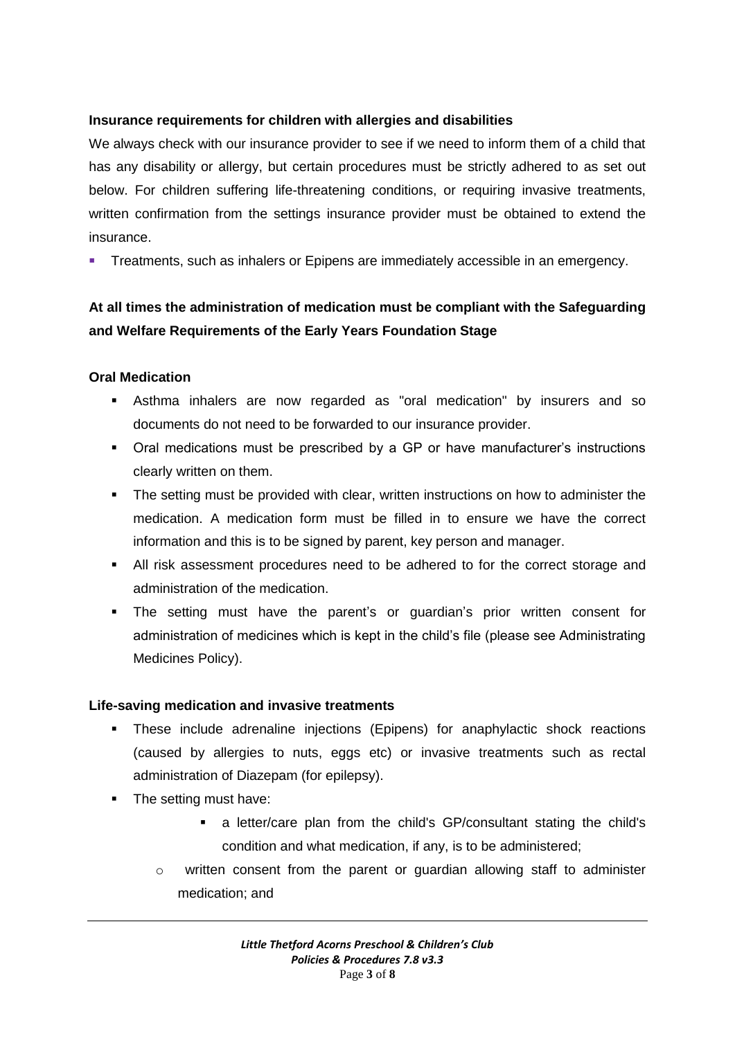**Insurance requirements for children with allergies and disabilities**

We always check with our insurance provider to see if we need to inform them of a child that has any disability or allergy, but certain procedures must be strictly adhered to as set out below. For children suffering life-threatening conditions, or requiring invasive treatments, written confirmation from the settings insurance provider must be obtained to extend the insurance.

- Treatments, such as inhalers or Epipens are immediately accessible in an emergency.

**At all times the administration of medication must be compliant with the Safeguarding and Welfare Requirements of the Early Years Foundation Stage**

**Oral Medication**

- Asthma inhalers are now regarded as "oral medication" by insurers and so documents do not need to be forwarded to our insurance provider.
- Oral medications must be prescribed by a GP or have manufacturer's instructions clearly written on them.
- The setting must be provided with clear, written instructions on how to administer the medication. A medication form must be filled in to ensure we have the correct information and this is to be signed by parent, key person and manager.
- All risk assessment procedures need to be adhered to for the correct storage and administration of the medication.
- The setting must have the parent's or guardian's prior written consent for administration of medicines which is kept in the child's file (please see Administrating Medicines Policy).

**Life-saving medication and invasive treatments**

- These include adrenaline injections (Epipens) for anaphylactic shock reactions (caused by allergies to nuts, eggs etc) or invasive treatments such as rectal administration of Diazepam (for epilepsy).
- The setting must have:
    - a letter/care plan from the child's GP/consultant stating the child's condition and what medication, if any, is to be administered;
    - written consent from the parent or guardian allowing staff to administer medication; and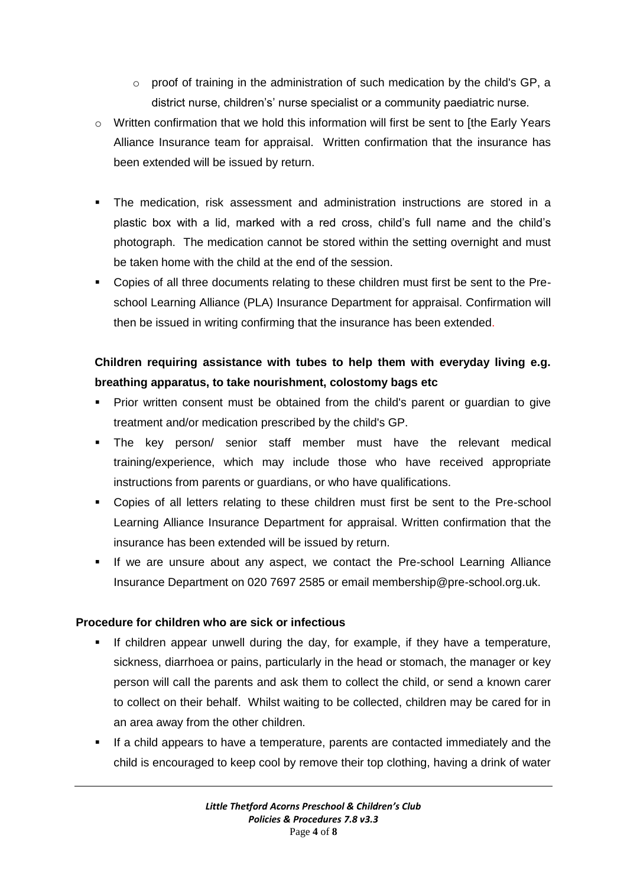- proof of training in the administration of such medication by the child's GP, a district nurse, children's' nurse specialist or a community paediatric nurse.
- Written confirmation that we hold this information will first be sent to [the Early Years Alliance Insurance team for appraisal. Written confirmation that the insurance has been extended will be issued by return.

- The medication, risk assessment and administration instructions are stored in a plastic box with a lid, marked with a red cross, child's full name and the child's photograph. The medication cannot be stored within the setting overnight and must be taken home with the child at the end of the session.
- Copies of all three documents relating to these children must first be sent to the Pre-school Learning Alliance (PLA) Insurance Department for appraisal. Confirmation will then be issued in writing confirming that the insurance has been extended.

**Children requiring assistance with tubes to help them with everyday living e.g. breathing apparatus, to take nourishment, colostomy bags etc**

- Prior written consent must be obtained from the child's parent or guardian to give treatment and/or medication prescribed by the child's GP.
- The key person/ senior staff member must have the relevant medical training/experience, which may include those who have received appropriate instructions from parents or guardians, or who have qualifications.
- Copies of all letters relating to these children must first be sent to the Pre-school Learning Alliance Insurance Department for appraisal. Written confirmation that the insurance has been extended will be issued by return.
- If we are unsure about any aspect, we contact the Pre-school Learning Alliance Insurance Department on 020 7697 2585 or email membership@pre-school.org.uk.

**Procedure for children who are sick or infectious**

- If children appear unwell during the day, for example, if they have a temperature, sickness, diarrhoea or pains, particularly in the head or stomach, the manager or key person will call the parents and ask them to collect the child, or send a known carer to collect on their behalf. Whilst waiting to be collected, children may be cared for in an area away from the other children.
- If a child appears to have a temperature, parents are contacted immediately and the child is encouraged to keep cool by remove their top clothing, having a drink of water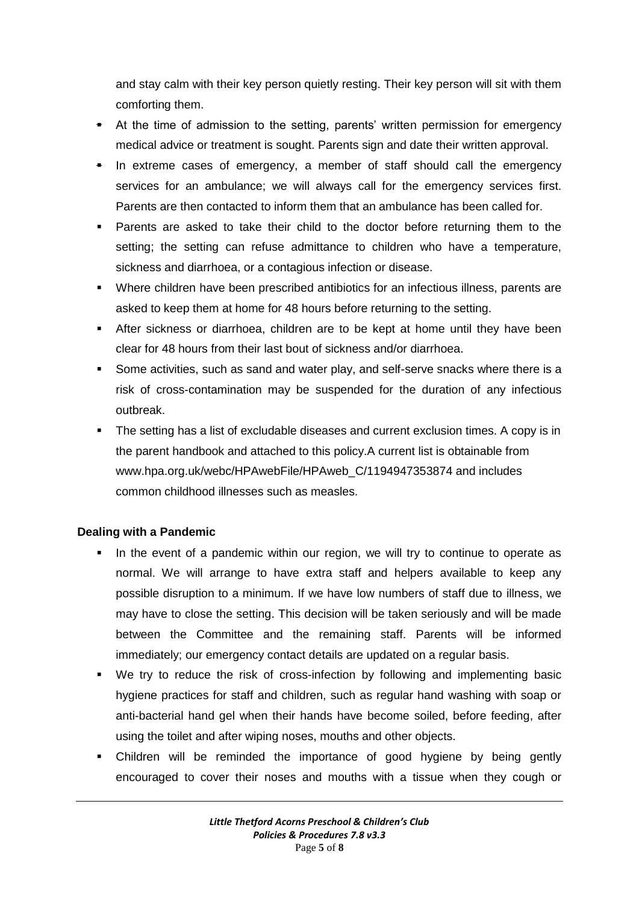and stay calm with their key person quietly resting. Their key person will sit with them comforting them.

- At the time of admission to the setting, parents' written permission for emergency medical advice or treatment is sought. Parents sign and date their written approval.
- In extreme cases of emergency, a member of staff should call the emergency services for an ambulance; we will always call for the emergency services first. Parents are then contacted to inform them that an ambulance has been called for.
- Parents are asked to take their child to the doctor before returning them to the setting; the setting can refuse admittance to children who have a temperature, sickness and diarrhoea, or a contagious infection or disease.
- Where children have been prescribed antibiotics for an infectious illness, parents are asked to keep them at home for 48 hours before returning to the setting.
- After sickness or diarrhoea, children are to be kept at home until they have been clear for 48 hours from their last bout of sickness and/or diarrhoea.
- Some activities, such as sand and water play, and self-serve snacks where there is a risk of cross-contamination may be suspended for the duration of any infectious outbreak.
- The setting has a list of excludable diseases and current exclusion times. A copy is in the parent handbook and attached to this policy.A current list is obtainable from www.hpa.org.uk/webc/HPAwebFile/HPAweb_C/1194947353874 and includes common childhood illnesses such as measles.

**Dealing with a Pandemic**

- In the event of a pandemic within our region, we will try to continue to operate as normal. We will arrange to have extra staff and helpers available to keep any possible disruption to a minimum. If we have low numbers of staff due to illness, we may have to close the setting. This decision will be taken seriously and will be made between the Committee and the remaining staff. Parents will be informed immediately; our emergency contact details are updated on a regular basis.
- We try to reduce the risk of cross-infection by following and implementing basic hygiene practices for staff and children, such as regular hand washing with soap or anti-bacterial hand gel when their hands have become soiled, before feeding, after using the toilet and after wiping noses, mouths and other objects.
- Children will be reminded the importance of good hygiene by being gently encouraged to cover their noses and mouths with a tissue when they cough or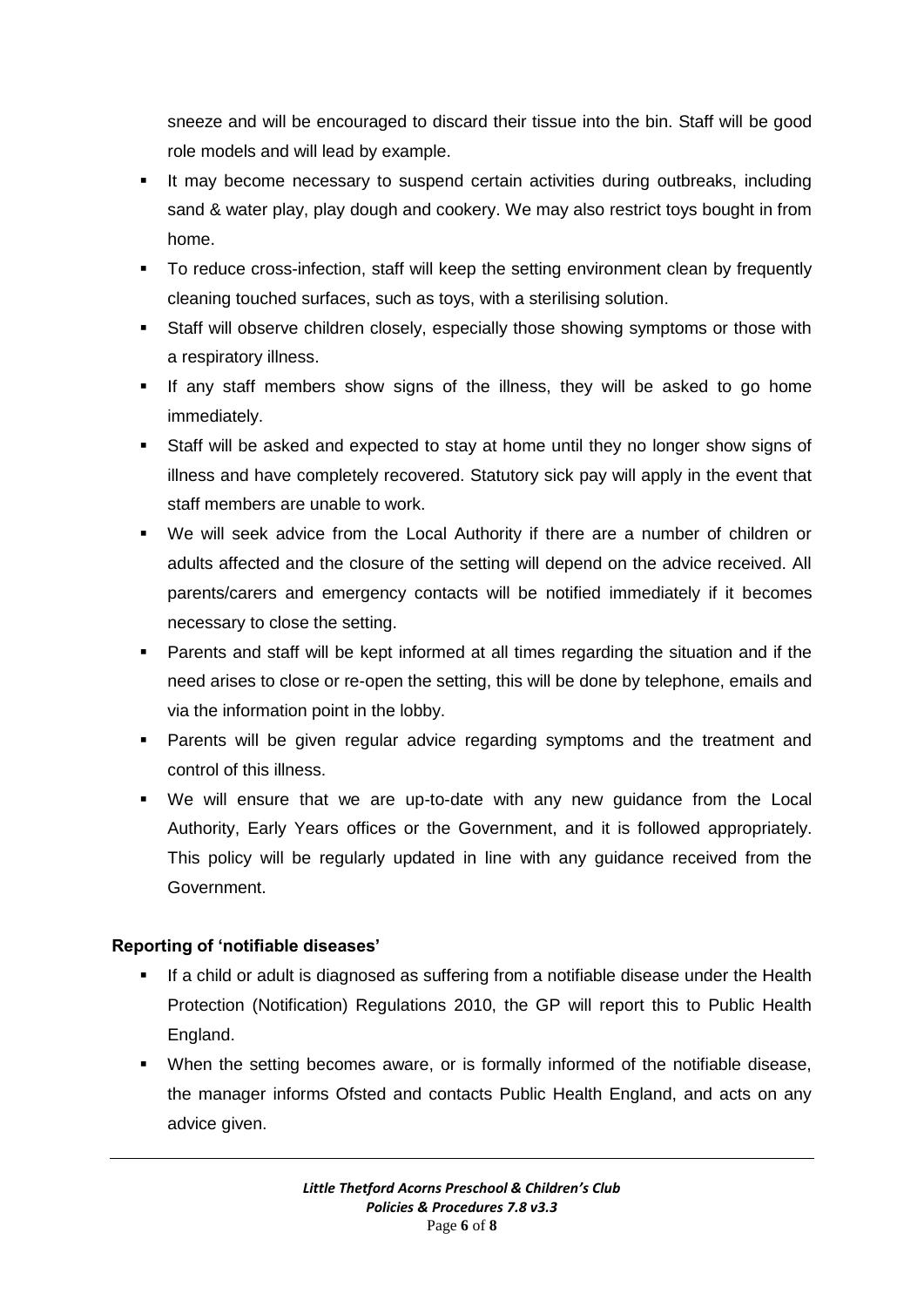sneeze and will be encouraged to discard their tissue into the bin. Staff will be good role models and will lead by example.

- It may become necessary to suspend certain activities during outbreaks, including sand & water play, play dough and cookery. We may also restrict toys bought in from home.
- To reduce cross-infection, staff will keep the setting environment clean by frequently cleaning touched surfaces, such as toys, with a sterilising solution.
- Staff will observe children closely, especially those showing symptoms or those with a respiratory illness.
- If any staff members show signs of the illness, they will be asked to go home immediately.
- Staff will be asked and expected to stay at home until they no longer show signs of illness and have completely recovered. Statutory sick pay will apply in the event that staff members are unable to work.
- We will seek advice from the Local Authority if there are a number of children or adults affected and the closure of the setting will depend on the advice received. All parents/carers and emergency contacts will be notified immediately if it becomes necessary to close the setting.
- Parents and staff will be kept informed at all times regarding the situation and if the need arises to close or re-open the setting, this will be done by telephone, emails and via the information point in the lobby.
- Parents will be given regular advice regarding symptoms and the treatment and control of this illness.
- We will ensure that we are up-to-date with any new guidance from the Local Authority, Early Years offices or the Government, and it is followed appropriately. This policy will be regularly updated in line with any guidance received from the Government.

**Reporting of 'notifiable diseases'**

- If a child or adult is diagnosed as suffering from a notifiable disease under the Health Protection (Notification) Regulations 2010, the GP will report this to Public Health England.
- When the setting becomes aware, or is formally informed of the notifiable disease, the manager informs Ofsted and contacts Public Health England, and acts on any advice given.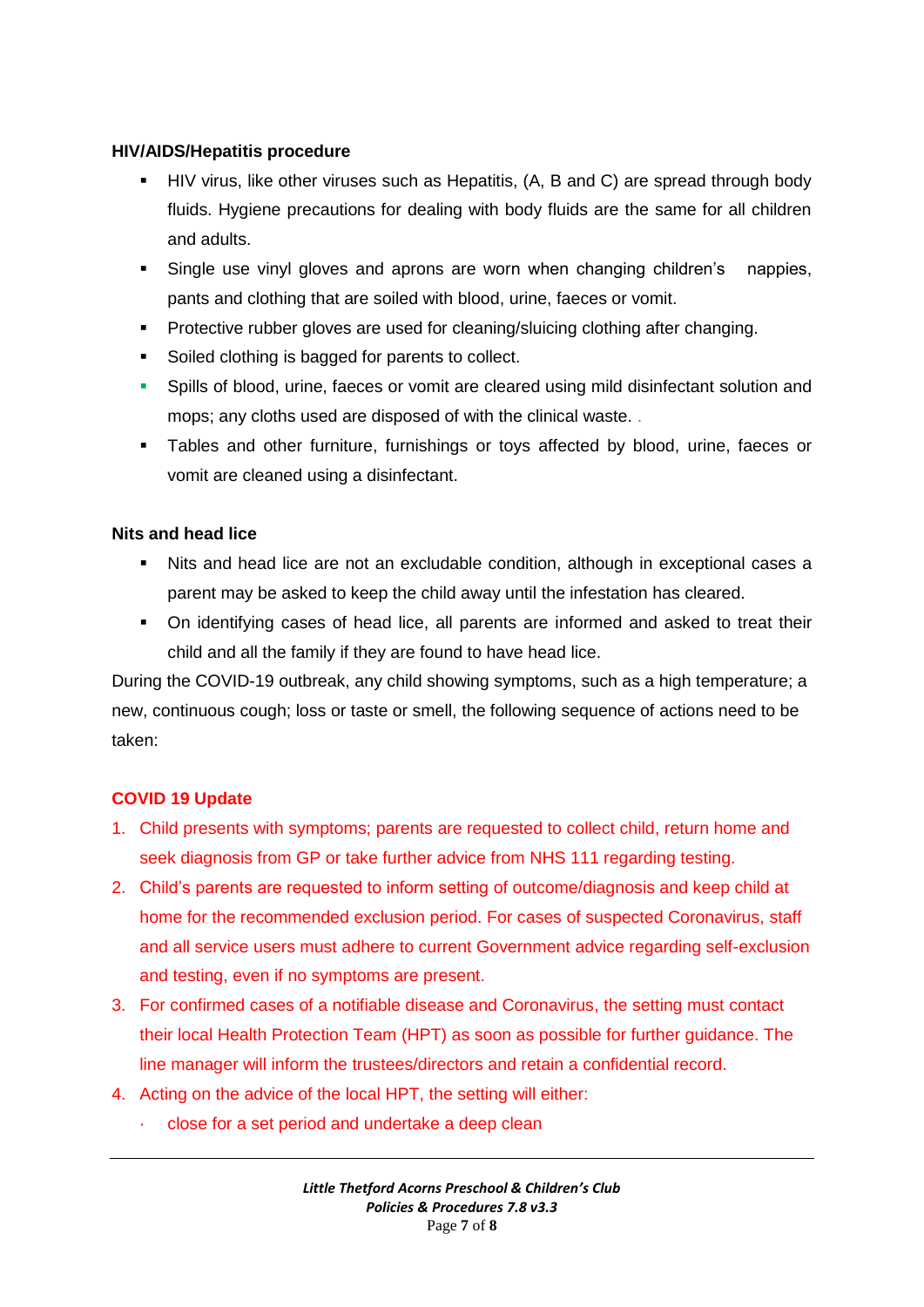**HIV/AIDS/Hepatitis procedure**

- HIV virus, like other viruses such as Hepatitis, (A, B and C) are spread through body fluids. Hygiene precautions for dealing with body fluids are the same for all children and adults.
- Single use vinyl gloves and aprons are worn when changing children's nappies, pants and clothing that are soiled with blood, urine, faeces or vomit.
- Protective rubber gloves are used for cleaning/sluicing clothing after changing.
- Soiled clothing is bagged for parents to collect.
- Spills of blood, urine, faeces or vomit are cleared using mild disinfectant solution and mops; any cloths used are disposed of with the clinical waste. .
- Tables and other furniture, furnishings or toys affected by blood, urine, faeces or vomit are cleaned using a disinfectant.

**Nits and head lice**

- Nits and head lice are not an excludable condition, although in exceptional cases a parent may be asked to keep the child away until the infestation has cleared.
- On identifying cases of head lice, all parents are informed and asked to treat their child and all the family if they are found to have head lice.

During the COVID-19 outbreak, any child showing symptoms, such as a high temperature; a new, continuous cough; loss or taste or smell, the following sequence of actions need to be taken:

**COVID 19 Update**

1. Child presents with symptoms; parents are requested to collect child, return home and seek diagnosis from GP or take further advice from NHS 111 regarding testing.
2. Child's parents are requested to inform setting of outcome/diagnosis and keep child at home for the recommended exclusion period. For cases of suspected Coronavirus, staff and all service users must adhere to current Government advice regarding self-exclusion and testing, even if no symptoms are present.
3. For confirmed cases of a notifiable disease and Coronavirus, the setting must contact their local Health Protection Team (HPT) as soon as possible for further guidance. The line manager will inform the trustees/directors and retain a confidential record.
4. Acting on the advice of the local HPT, the setting will either:
   - close for a set period and undertake a deep clean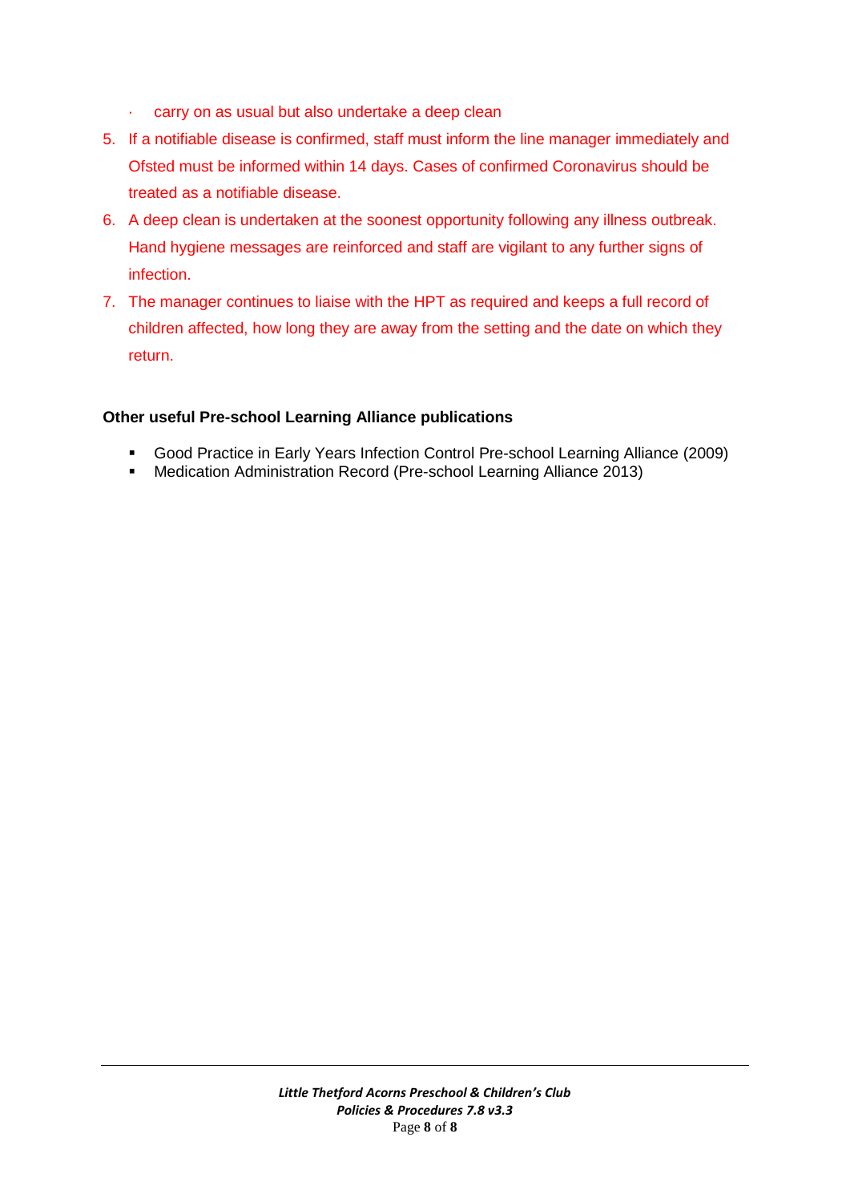- carry on as usual but also undertake a deep clean

5. If a notifiable disease is confirmed, staff must inform the line manager immediately and Ofsted must be informed within 14 days. Cases of confirmed Coronavirus should be treated as a notifiable disease.
6. A deep clean is undertaken at the soonest opportunity following any illness outbreak. Hand hygiene messages are reinforced and staff are vigilant to any further signs of infection.
7. The manager continues to liaise with the HPT as required and keeps a full record of children affected, how long they are away from the setting and the date on which they return.

**Other useful Pre-school Learning Alliance publications**

- Good Practice in Early Years Infection Control Pre-school Learning Alliance (2009)
- Medication Administration Record (Pre-school Learning Alliance 2013)